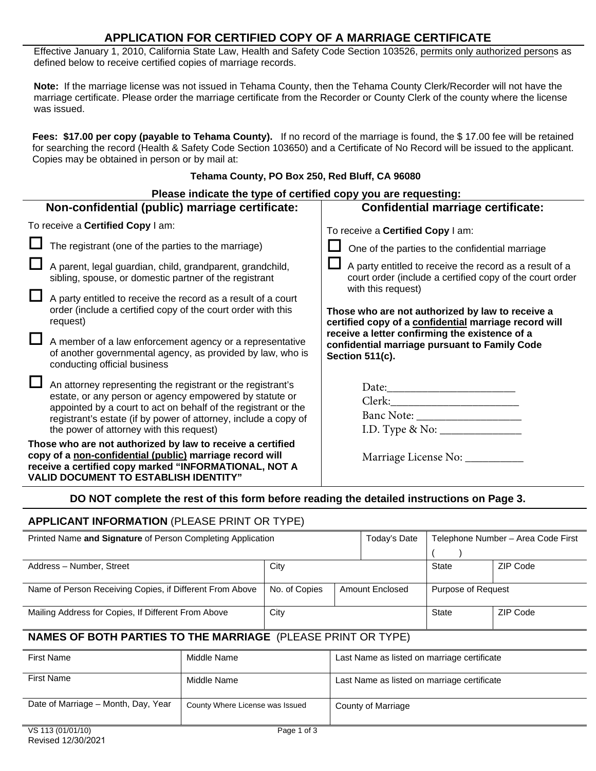# APPLICATION FOR CERTIFIED COPY OF A MARRIAGE CERTIFICATE

Effective January 1, 2010, California State Law, Health and Safety Code Section 103526, permits only authorized persons as defined below to receive certified copies of marriage records.

**Note:** If the marriage license was not issued in Tehama County, then the Tehama County Clerk/Recorder will not have the marriage certificate. Please order the marriage certificate from the Recorder or County Clerk of the county where the license was issued.

**Fees: $17.00 per copy (payable to Tehama County).** If no record of the marriage is found, the $ 17.00 fee will be retained for searching the record (Health & Safety Code Section 103650) and a Certificate of No Record will be issued to the applicant. Copies may be obtained in person or by mail at:

**Tehama County, PO Box 250, Red Bluff, CA 96080**

**Please indicate the type of certified copy you are requesting:**

## Non-confidential (public) marriage certificate:

To receive a **Certified Copy** I am:

- ☐ The registrant (one of the parties to the marriage)
- ☐ A parent, legal guardian, child, grandparent, grandchild, sibling, spouse, or domestic partner of the registrant
- ☐ A party entitled to receive the record as a result of a court order (include a certified copy of the court order with this request)
- ☐ A member of a law enforcement agency or a representative of another governmental agency, as provided by law, who is conducting official business
- ☐ An attorney representing the registrant or the registrant's estate, or any person or agency empowered by statute or appointed by a court to act on behalf of the registrant or the registrant's estate (if by power of attorney, include a copy of the power of attorney with this request)

**Those who are not authorized by law to receive a certified copy of a non-confidential (public) marriage record will receive a certified copy marked "INFORMATIONAL, NOT A VALID DOCUMENT TO ESTABLISH IDENTITY"**

## Confidential marriage certificate:

To receive a **Certified Copy** I am:

- ☐ One of the parties to the confidential marriage
- ☐ A party entitled to receive the record as a result of a court order (include a certified copy of the court order with this request)

**Those who are not authorized by law to receive a certified copy of a confidential marriage record will receive a letter confirming the existence of a confidential marriage pursuant to Family Code Section 511(c).**

Date:______________________

Clerk:______________________

Banc Note: __________________

I.D. Type & No: ______________

Marriage License No: __________

**DO NOT complete the rest of this form before reading the detailed instructions on Page 3.**

## APPLICANT INFORMATION (PLEASE PRINT OR TYPE)

| Printed Name **and Signature** of Person Completing Application | | | Today's Date | Telephone Number – Area Code First ( ) | |
|---|---|---|---|---|---|
| Address – Number, Street | City | | | State | ZIP Code |
| Name of Person Receiving Copies, if Different From Above | No. of Copies | Amount Enclosed | | Purpose of Request | |
| Mailing Address for Copies, If Different From Above | City | | | State | ZIP Code |

## NAMES OF BOTH PARTIES TO THE MARRIAGE (PLEASE PRINT OR TYPE)

| First Name | Middle Name | Last Name as listed on marriage certificate |
|---|---|---|
| First Name | Middle Name | Last Name as listed on marriage certificate |
| Date of Marriage – Month, Day, Year | County Where License was Issued | County of Marriage |

VS 113 (01/01/10)
Revised 12/30/2021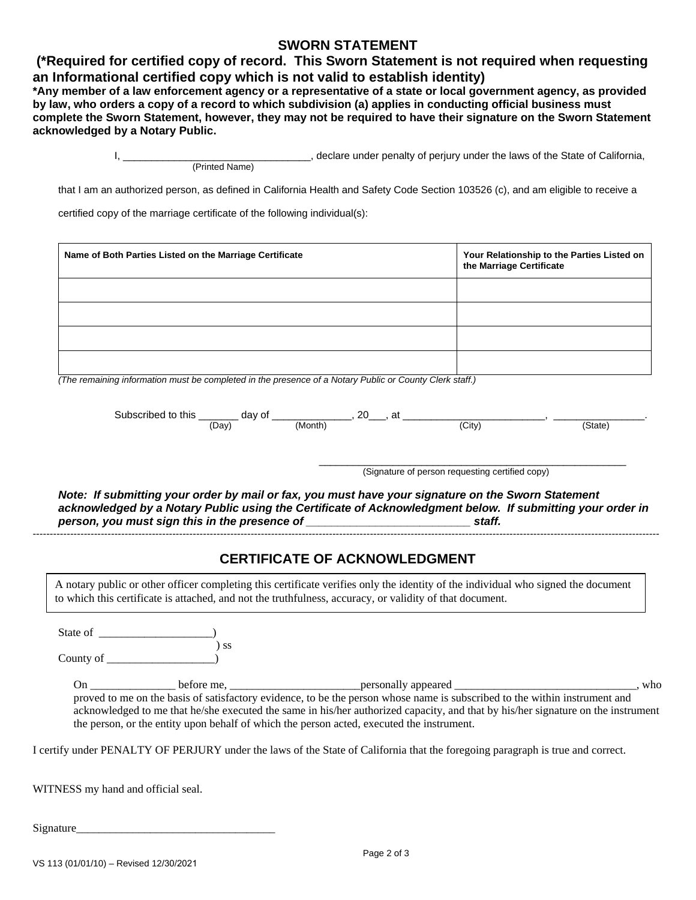## SWORN STATEMENT

**(*Required for certified copy of record. This Sworn Statement is not required when requesting an Informational certified copy which is not valid to establish identity)**

**\*Any member of a law enforcement agency or a representative of a state or local government agency, as provided by law, who orders a copy of a record to which subdivision (a) applies in conducting official business must complete the Sworn Statement, however, they may not be required to have their signature on the Sworn Statement acknowledged by a Notary Public.**

I, ________________________________ (Printed Name), declare under penalty of perjury under the laws of the State of California,

that I am an authorized person, as defined in California Health and Safety Code Section 103526 (c), and am eligible to receive a certified copy of the marriage certificate of the following individual(s):

| Name of Both Parties Listed on the Marriage Certificate | Your Relationship to the Parties Listed on the Marriage Certificate |
|---|---|
| | |
| | |
| | |
| | |

*(The remaining information must be completed in the presence of a Notary Public or County Clerk staff.)*

Subscribed to this _______ (Day) day of ______________ (Month), 20___, at ________________________ (City), ________________ (State).

_______________________________________________
(Signature of person requesting certified copy)

***Note: If submitting your order by mail or fax, you must have your signature on the Sworn Statement acknowledged by a Notary Public using the Certificate of Acknowledgment below. If submitting your order in person, you must sign this in the presence of __________________________ staff.***

---

## CERTIFICATE OF ACKNOWLEDGMENT

A notary public or other officer completing this certificate verifies only the identity of the individual who signed the document to which this certificate is attached, and not the truthfulness, accuracy, or validity of that document.

State of ____________________)
) ss
County of ___________________)

On _______________ before me, _______________________personally appeared ________________________________, who proved to me on the basis of satisfactory evidence, to be the person whose name is subscribed to the within instrument and acknowledged to me that he/she executed the same in his/her authorized capacity, and that by his/her signature on the instrument the person, or the entity upon behalf of which the person acted, executed the instrument.

I certify under PENALTY OF PERJURY under the laws of the State of California that the foregoing paragraph is true and correct.

WITNESS my hand and official seal.

Signature___________________________________

VS 113 (01/01/10) – Revised 12/30/2021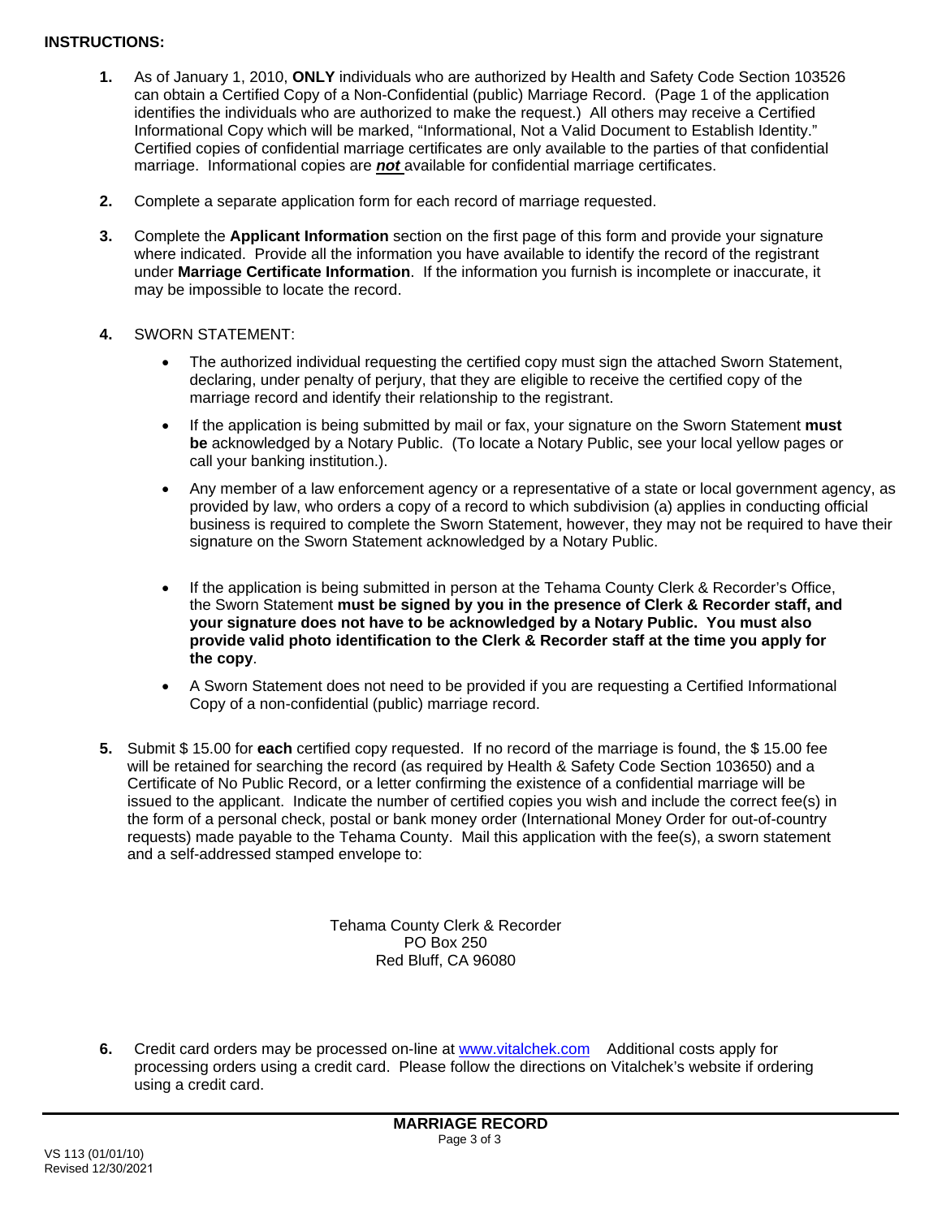**INSTRUCTIONS:**

1. As of January 1, 2010, **ONLY** individuals who are authorized by Health and Safety Code Section 103526 can obtain a Certified Copy of a Non-Confidential (public) Marriage Record. (Page 1 of the application identifies the individuals who are authorized to make the request.) All others may receive a Certified Informational Copy which will be marked, "Informational, Not a Valid Document to Establish Identity." Certified copies of confidential marriage certificates are only available to the parties of that confidential marriage. Informational copies are ***not*** available for confidential marriage certificates.

2. Complete a separate application form for each record of marriage requested.

3. Complete the **Applicant Information** section on the first page of this form and provide your signature where indicated. Provide all the information you have available to identify the record of the registrant under **Marriage Certificate Information**. If the information you furnish is incomplete or inaccurate, it may be impossible to locate the record.

4. SWORN STATEMENT:

   - The authorized individual requesting the certified copy must sign the attached Sworn Statement, declaring, under penalty of perjury, that they are eligible to receive the certified copy of the marriage record and identify their relationship to the registrant.
   - If the application is being submitted by mail or fax, your signature on the Sworn Statement **must be** acknowledged by a Notary Public. (To locate a Notary Public, see your local yellow pages or call your banking institution.).
   - Any member of a law enforcement agency or a representative of a state or local government agency, as provided by law, who orders a copy of a record to which subdivision (a) applies in conducting official business is required to complete the Sworn Statement, however, they may not be required to have their signature on the Sworn Statement acknowledged by a Notary Public.
   - If the application is being submitted in person at the Tehama County Clerk & Recorder's Office, the Sworn Statement **must be signed by you in the presence of Clerk & Recorder staff, and your signature does not have to be acknowledged by a Notary Public. You must also provide valid photo identification to the Clerk & Recorder staff at the time you apply for the copy**.
   - A Sworn Statement does not need to be provided if you are requesting a Certified Informational Copy of a non-confidential (public) marriage record.

5. Submit $ 15.00 for **each** certified copy requested. If no record of the marriage is found, the $ 15.00 fee will be retained for searching the record (as required by Health & Safety Code Section 103650) and a Certificate of No Public Record, or a letter confirming the existence of a confidential marriage will be issued to the applicant. Indicate the number of certified copies you wish and include the correct fee(s) in the form of a personal check, postal or bank money order (International Money Order for out-of-country requests) made payable to the Tehama County. Mail this application with the fee(s), a sworn statement and a self-addressed stamped envelope to:

   Tehama County Clerk & Recorder
   PO Box 250
   Red Bluff, CA 96080

6. Credit card orders may be processed on-line at www.vitalchek.com Additional costs apply for processing orders using a credit card. Please follow the directions on Vitalchek's website if ordering using a credit card.

**MARRIAGE RECORD**

VS 113 (01/01/10)
Revised 12/30/2021